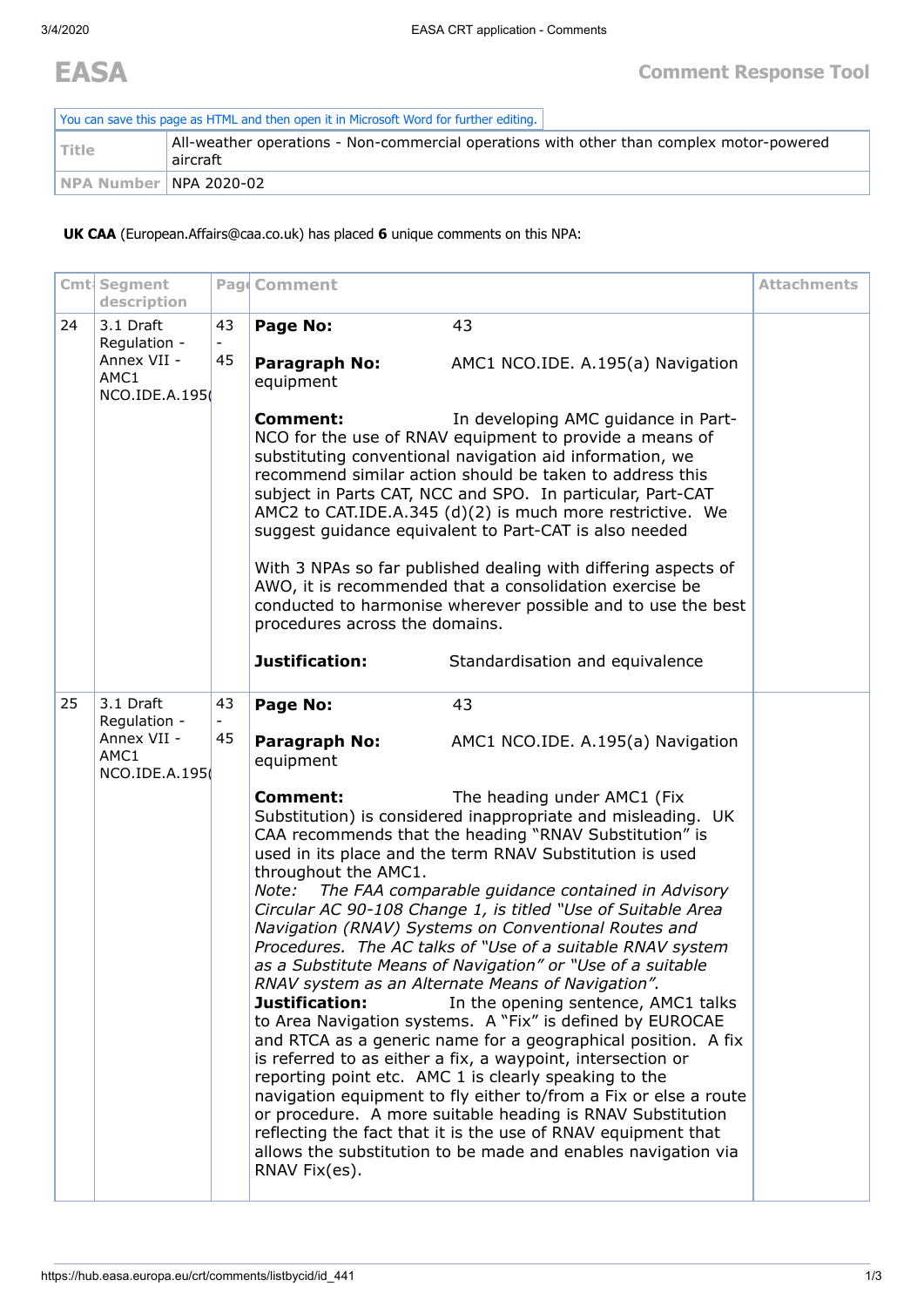# EASA

## Comment Response Tool

You can save this page as HTML and then open it in Microsoft Word for further editing.

| | |
|---|---|
| **Title** | All-weather operations - Non-commercial operations with other than complex motor-powered aircraft |
| **NPA Number** | NPA 2020-02 |

**UK CAA** (European.Affairs@caa.co.uk) has placed **6** unique comments on this NPA:

| Cmt | Segment description | Page | Comment | Attachments |
|---|---|---|---|---|
| 24 | 3.1 Draft Regulation - Annex VII - AMC1 NCO.IDE.A.195( | 43 - 45 | **Page No:** 43<br><br>**Paragraph No:** AMC1 NCO.IDE. A.195(a) Navigation equipment<br><br>**Comment:** In developing AMC guidance in Part-NCO for the use of RNAV equipment to provide a means of substituting conventional navigation aid information, we recommend similar action should be taken to address this subject in Parts CAT, NCC and SPO. In particular, Part-CAT AMC2 to CAT.IDE.A.345 (d)(2) is much more restrictive. We suggest guidance equivalent to Part-CAT is also needed<br><br>With 3 NPAs so far published dealing with differing aspects of AWO, it is recommended that a consolidation exercise be conducted to harmonise wherever possible and to use the best procedures across the domains.<br><br>**Justification:** Standardisation and equivalence | |
| 25 | 3.1 Draft Regulation - Annex VII - AMC1 NCO.IDE.A.195( | 43 - 45 | **Page No:** 43<br><br>**Paragraph No:** AMC1 NCO.IDE. A.195(a) Navigation equipment<br><br>**Comment:** The heading under AMC1 (Fix Substitution) is considered inappropriate and misleading. UK CAA recommends that the heading "RNAV Substitution" is used in its place and the term RNAV Substitution is used throughout the AMC1.<br>*Note: The FAA comparable guidance contained in Advisory Circular AC 90-108 Change 1, is titled "Use of Suitable Area Navigation (RNAV) Systems on Conventional Routes and Procedures. The AC talks of "Use of a suitable RNAV system as a Substitute Means of Navigation" or "Use of a suitable RNAV system as an Alternate Means of Navigation".*<br>**Justification:** In the opening sentence, AMC1 talks to Area Navigation systems. A "Fix" is defined by EUROCAE and RTCA as a generic name for a geographical position. A fix is referred to as either a fix, a waypoint, intersection or reporting point etc. AMC 1 is clearly speaking to the navigation equipment to fly either to/from a Fix or else a route or procedure. A more suitable heading is RNAV Substitution reflecting the fact that it is the use of RNAV equipment that allows the substitution to be made and enables navigation via RNAV Fix(es). | |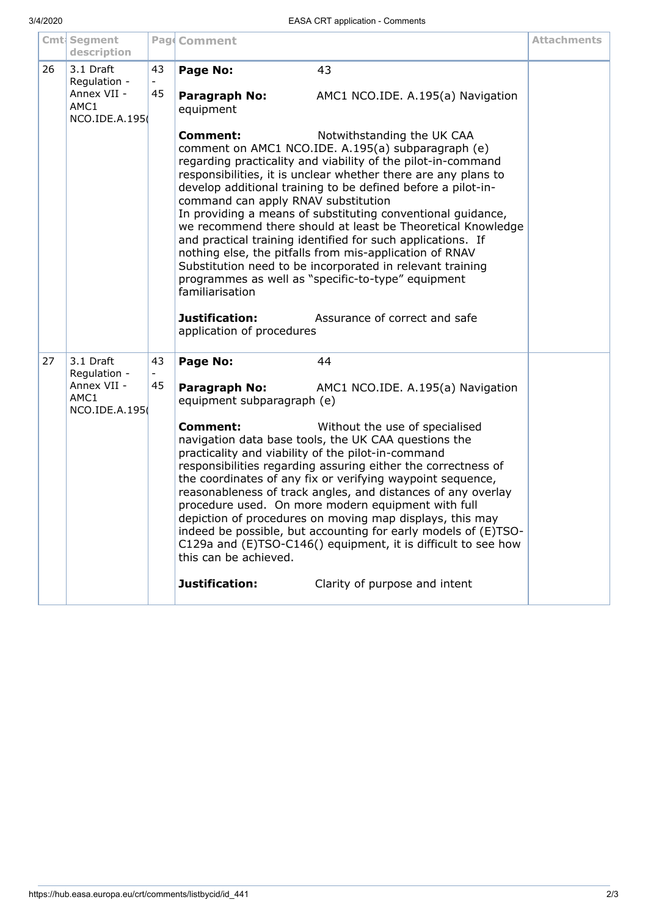| Cmt | Segment description | Page | Comment | Attachments |
|---|---|---|---|---|
| 26 | 3.1 Draft Regulation - Annex VII - AMC1 NCO.IDE.A.195( | 43 - 45 | **Page No:** 43<br><br>**Paragraph No:** AMC1 NCO.IDE. A.195(a) Navigation equipment<br><br>**Comment:** Notwithstanding the UK CAA comment on AMC1 NCO.IDE. A.195(a) subparagraph (e) regarding practicality and viability of the pilot-in-command responsibilities, it is unclear whether there are any plans to develop additional training to be defined before a pilot-in-command can apply RNAV substitution<br>In providing a means of substituting conventional guidance, we recommend there should at least be Theoretical Knowledge and practical training identified for such applications. If nothing else, the pitfalls from mis-application of RNAV Substitution need to be incorporated in relevant training programmes as well as "specific-to-type" equipment familiarisation<br><br>**Justification:** Assurance of correct and safe application of procedures | |
| 27 | 3.1 Draft Regulation - Annex VII - AMC1 NCO.IDE.A.195( | 43 - 45 | **Page No:** 44<br><br>**Paragraph No:** AMC1 NCO.IDE. A.195(a) Navigation equipment subparagraph (e)<br><br>**Comment:** Without the use of specialised navigation data base tools, the UK CAA questions the practicality and viability of the pilot-in-command responsibilities regarding assuring either the correctness of the coordinates of any fix or verifying waypoint sequence, reasonableness of track angles, and distances of any overlay procedure used. On more modern equipment with full depiction of procedures on moving map displays, this may indeed be possible, but accounting for early models of (E)TSO-C129a and (E)TSO-C146() equipment, it is difficult to see how this can be achieved.<br><br>**Justification:** Clarity of purpose and intent | |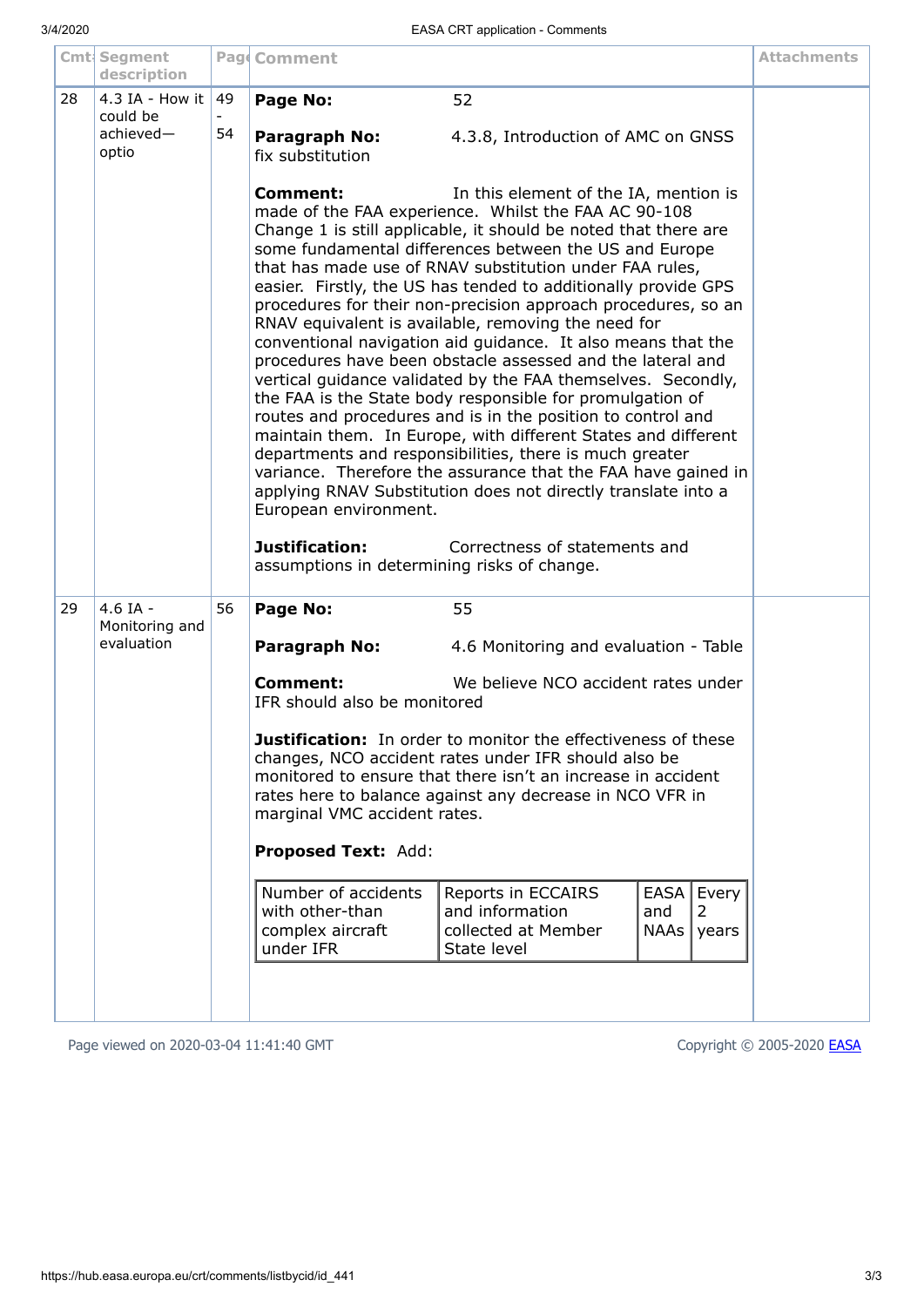| Cmt | Segment description | Page | Comment | Attachments |
|---|---|---|---|---|
| 28 | 4.3 IA - How it could be achieved—optio | 49 - 54 | **Page No:** 52<br><br>**Paragraph No:** 4.3.8, Introduction of AMC on GNSS fix substitution<br><br>**Comment:** In this element of the IA, mention is made of the FAA experience. Whilst the FAA AC 90-108 Change 1 is still applicable, it should be noted that there are some fundamental differences between the US and Europe that has made use of RNAV substitution under FAA rules, easier. Firstly, the US has tended to additionally provide GPS procedures for their non-precision approach procedures, so an RNAV equivalent is available, removing the need for conventional navigation aid guidance. It also means that the procedures have been obstacle assessed and the lateral and vertical guidance validated by the FAA themselves. Secondly, the FAA is the State body responsible for promulgation of routes and procedures and is in the position to control and maintain them. In Europe, with different States and different departments and responsibilities, there is much greater variance. Therefore the assurance that the FAA have gained in applying RNAV Substitution does not directly translate into a European environment.<br><br>**Justification:** Correctness of statements and assumptions in determining risks of change. | |
| 29 | 4.6 IA - Monitoring and evaluation | 56 | **Page No:** 55<br><br>**Paragraph No:** 4.6 Monitoring and evaluation - Table<br><br>**Comment:** We believe NCO accident rates under IFR should also be monitored<br><br>**Justification:** In order to monitor the effectiveness of these changes, NCO accident rates under IFR should also be monitored to ensure that there isn't an increase in accident rates here to balance against any decrease in NCO VFR in marginal VMC accident rates.<br><br>**Proposed Text:** Add:<br><br>Number of accidents with other-than complex aircraft under IFR \| Reports in ECCAIRS and information collected at Member State level \| EASA and NAAs \| Every 2 years | |

Page viewed on 2020-03-04 11:41:40 GMT

Copyright © 2005-2020 EASA